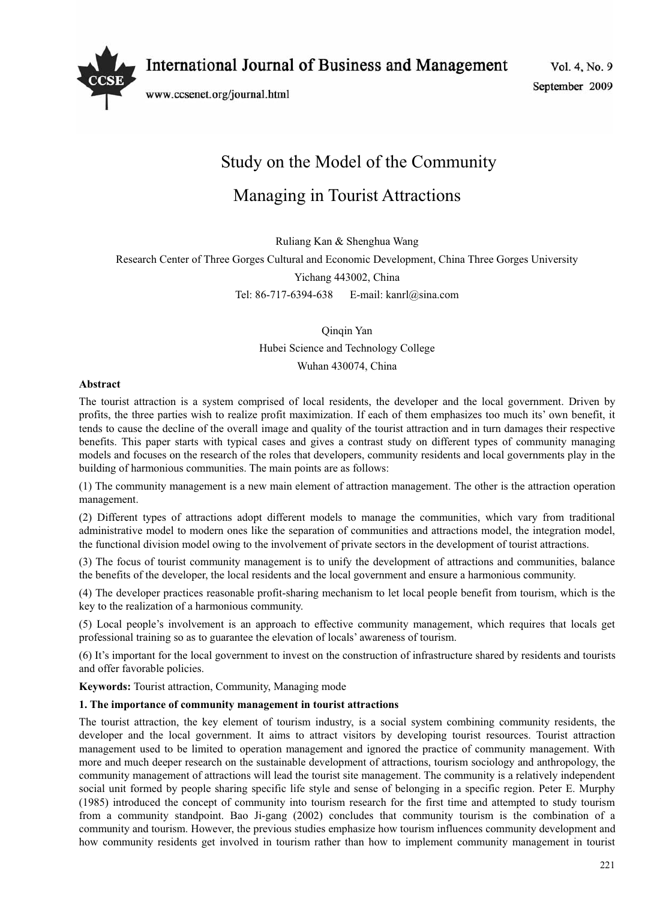# Study on the Model of the Community Managing in Tourist Attractions

Ruliang Kan & Shenghua Wang

Research Center of Three Gorges Cultural and Economic Development, China Three Gorges University

Yichang 443002, China

Tel: 86-717-6394-638 E-mail: kanrl@sina.com

Qinqin Yan

Hubei Science and Technology College

Wuhan 430074, China

**Abstract**

The tourist attraction is a system comprised of local residents, the developer and the local government. Driven by profits, the three parties wish to realize profit maximization. If each of them emphasizes too much its' own benefit, it tends to cause the decline of the overall image and quality of the tourist attraction and in turn damages their respective benefits. This paper starts with typical cases and gives a contrast study on different types of community managing models and focuses on the research of the roles that developers, community residents and local governments play in the building of harmonious communities. The main points are as follows:

(1) The community management is a new main element of attraction management. The other is the attraction operation management.

(2) Different types of attractions adopt different models to manage the communities, which vary from traditional administrative model to modern ones like the separation of communities and attractions model, the integration model, the functional division model owing to the involvement of private sectors in the development of tourist attractions.

(3) The focus of tourist community management is to unify the development of attractions and communities, balance the benefits of the developer, the local residents and the local government and ensure a harmonious community.

(4) The developer practices reasonable profit-sharing mechanism to let local people benefit from tourism, which is the key to the realization of a harmonious community.

(5) Local people's involvement is an approach to effective community management, which requires that locals get professional training so as to guarantee the elevation of locals' awareness of tourism.

(6) It's important for the local government to invest on the construction of infrastructure shared by residents and tourists and offer favorable policies.

**Keywords:** Tourist attraction, Community, Managing mode

## 1. The importance of community management in tourist attractions

The tourist attraction, the key element of tourism industry, is a social system combining community residents, the developer and the local government. It aims to attract visitors by developing tourist resources. Tourist attraction management used to be limited to operation management and ignored the practice of community management. With more and much deeper research on the sustainable development of attractions, tourism sociology and anthropology, the community management of attractions will lead the tourist site management. The community is a relatively independent social unit formed by people sharing specific life style and sense of belonging in a specific region. Peter E. Murphy (1985) introduced the concept of community into tourism research for the first time and attempted to study tourism from a community standpoint. Bao Ji-gang (2002) concludes that community tourism is the combination of a community and tourism. However, the previous studies emphasize how tourism influences community development and how community residents get involved in tourism rather than how to implement community management in tourist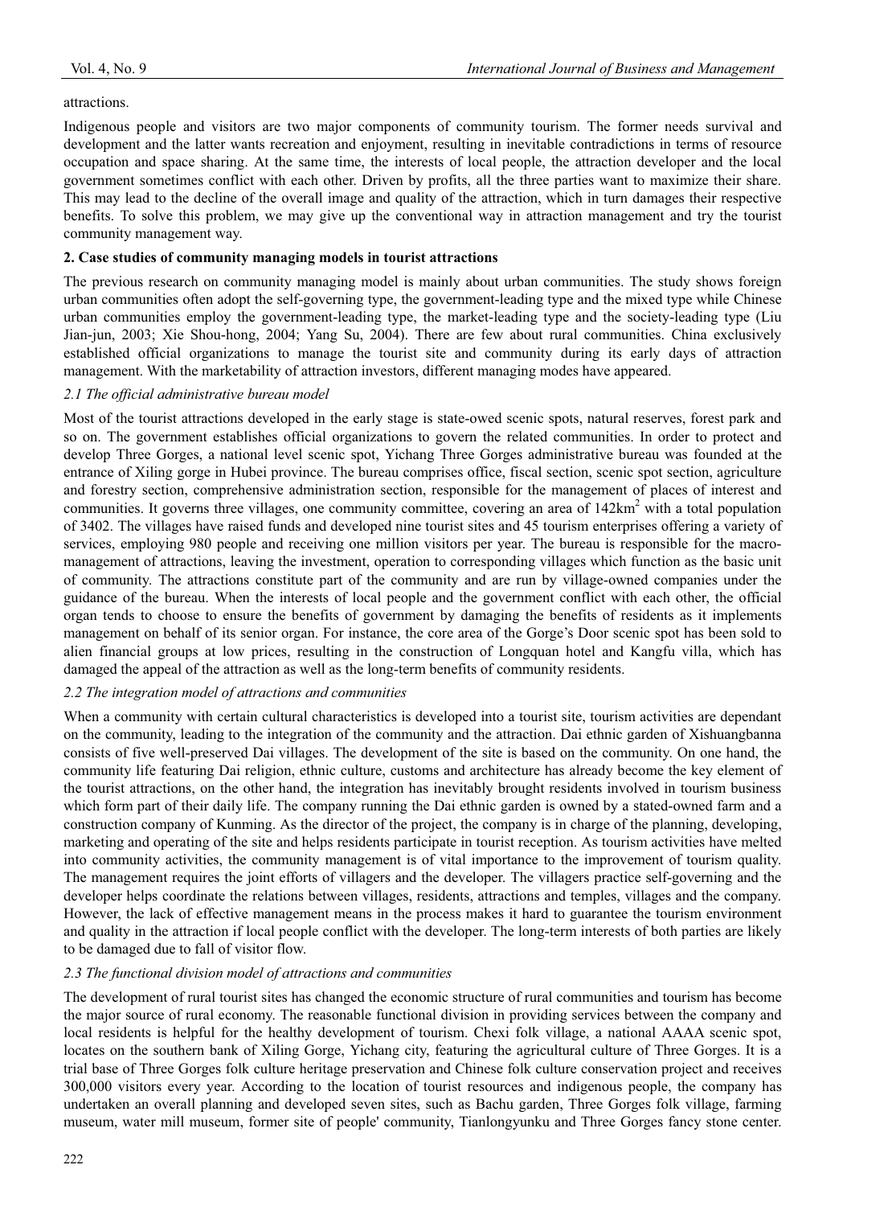attractions.

Indigenous people and visitors are two major components of community tourism. The former needs survival and development and the latter wants recreation and enjoyment, resulting in inevitable contradictions in terms of resource occupation and space sharing. At the same time, the interests of local people, the attraction developer and the local government sometimes conflict with each other. Driven by profits, all the three parties want to maximize their share. This may lead to the decline of the overall image and quality of the attraction, which in turn damages their respective benefits. To solve this problem, we may give up the conventional way in attraction management and try the tourist community management way.

## 2. Case studies of community managing models in tourist attractions

The previous research on community managing model is mainly about urban communities. The study shows foreign urban communities often adopt the self-governing type, the government-leading type and the mixed type while Chinese urban communities employ the government-leading type, the market-leading type and the society-leading type (Liu Jian-jun, 2003; Xie Shou-hong, 2004; Yang Su, 2004). There are few about rural communities. China exclusively established official organizations to manage the tourist site and community during its early days of attraction management. With the marketability of attraction investors, different managing modes have appeared.

### *2.1 The official administrative bureau model*

Most of the tourist attractions developed in the early stage is state-owed scenic spots, natural reserves, forest park and so on. The government establishes official organizations to govern the related communities. In order to protect and develop Three Gorges, a national level scenic spot, Yichang Three Gorges administrative bureau was founded at the entrance of Xiling gorge in Hubei province. The bureau comprises office, fiscal section, scenic spot section, agriculture and forestry section, comprehensive administration section, responsible for the management of places of interest and communities. It governs three villages, one community committee, covering an area of 142km$^2$ with a total population of 3402. The villages have raised funds and developed nine tourist sites and 45 tourism enterprises offering a variety of services, employing 980 people and receiving one million visitors per year. The bureau is responsible for the macro-management of attractions, leaving the investment, operation to corresponding villages which function as the basic unit of community. The attractions constitute part of the community and are run by village-owned companies under the guidance of the bureau. When the interests of local people and the government conflict with each other, the official organ tends to choose to ensure the benefits of government by damaging the benefits of residents as it implements management on behalf of its senior organ. For instance, the core area of the Gorge's Door scenic spot has been sold to alien financial groups at low prices, resulting in the construction of Longquan hotel and Kangfu villa, which has damaged the appeal of the attraction as well as the long-term benefits of community residents.

### *2.2 The integration model of attractions and communities*

When a community with certain cultural characteristics is developed into a tourist site, tourism activities are dependant on the community, leading to the integration of the community and the attraction. Dai ethnic garden of Xishuangbanna consists of five well-preserved Dai villages. The development of the site is based on the community. On one hand, the community life featuring Dai religion, ethnic culture, customs and architecture has already become the key element of the tourist attractions, on the other hand, the integration has inevitably brought residents involved in tourism business which form part of their daily life. The company running the Dai ethnic garden is owned by a stated-owned farm and a construction company of Kunming. As the director of the project, the company is in charge of the planning, developing, marketing and operating of the site and helps residents participate in tourist reception. As tourism activities have melted into community activities, the community management is of vital importance to the improvement of tourism quality. The management requires the joint efforts of villagers and the developer. The villagers practice self-governing and the developer helps coordinate the relations between villages, residents, attractions and temples, villages and the company. However, the lack of effective management means in the process makes it hard to guarantee the tourism environment and quality in the attraction if local people conflict with the developer. The long-term interests of both parties are likely to be damaged due to fall of visitor flow.

### *2.3 The functional division model of attractions and communities*

The development of rural tourist sites has changed the economic structure of rural communities and tourism has become the major source of rural economy. The reasonable functional division in providing services between the company and local residents is helpful for the healthy development of tourism. Chexi folk village, a national AAAA scenic spot, locates on the southern bank of Xiling Gorge, Yichang city, featuring the agricultural culture of Three Gorges. It is a trial base of Three Gorges folk culture heritage preservation and Chinese folk culture conservation project and receives 300,000 visitors every year. According to the location of tourist resources and indigenous people, the company has undertaken an overall planning and developed seven sites, such as Bachu garden, Three Gorges folk village, farming museum, water mill museum, former site of people' community, Tianlongyunku and Three Gorges fancy stone center.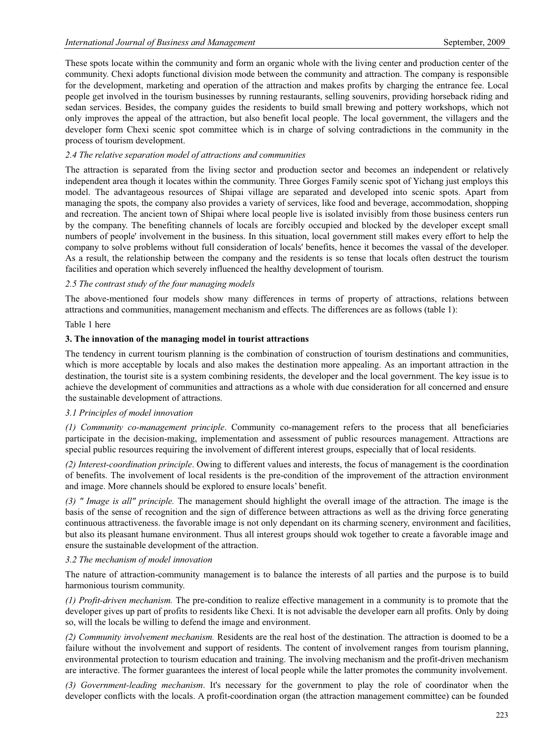These spots locate within the community and form an organic whole with the living center and production center of the community. Chexi adopts functional division mode between the community and attraction. The company is responsible for the development, marketing and operation of the attraction and makes profits by charging the entrance fee. Local people get involved in the tourism businesses by running restaurants, selling souvenirs, providing horseback riding and sedan services. Besides, the company guides the residents to build small brewing and pottery workshops, which not only improves the appeal of the attraction, but also benefit local people. The local government, the villagers and the developer form Chexi scenic spot committee which is in charge of solving contradictions in the community in the process of tourism development.

### *2.4 The relative separation model of attractions and communities*

The attraction is separated from the living sector and production sector and becomes an independent or relatively independent area though it locates within the community. Three Gorges Family scenic spot of Yichang just employs this model. The advantageous resources of Shipai village are separated and developed into scenic spots. Apart from managing the spots, the company also provides a variety of services, like food and beverage, accommodation, shopping and recreation. The ancient town of Shipai where local people live is isolated invisibly from those business centers run by the company. The benefiting channels of locals are forcibly occupied and blocked by the developer except small numbers of people' involvement in the business. In this situation, local government still makes every effort to help the company to solve problems without full consideration of locals' benefits, hence it becomes the vassal of the developer. As a result, the relationship between the company and the residents is so tense that locals often destruct the tourism facilities and operation which severely influenced the healthy development of tourism.

### *2.5 The contrast study of the four managing models*

The above-mentioned four models show many differences in terms of property of attractions, relations between attractions and communities, management mechanism and effects. The differences are as follows (table 1):

Table 1 here

## 3. The innovation of the managing model in tourist attractions

The tendency in current tourism planning is the combination of construction of tourism destinations and communities, which is more acceptable by locals and also makes the destination more appealing. As an important attraction in the destination, the tourist site is a system combining residents, the developer and the local government. The key issue is to achieve the development of communities and attractions as a whole with due consideration for all concerned and ensure the sustainable development of attractions.

### *3.1 Principles of model innovation*

*(1) Community co-management principle*. Community co-management refers to the process that all beneficiaries participate in the decision-making, implementation and assessment of public resources management. Attractions are special public resources requiring the involvement of different interest groups, especially that of local residents.

*(2) Interest-coordination principle*. Owing to different values and interests, the focus of management is the coordination of benefits. The involvement of local residents is the pre-condition of the improvement of the attraction environment and image. More channels should be explored to ensure locals' benefit.

*(3) " Image is all" principle.* The management should highlight the overall image of the attraction. The image is the basis of the sense of recognition and the sign of difference between attractions as well as the driving force generating continuous attractiveness. the favorable image is not only dependant on its charming scenery, environment and facilities, but also its pleasant humane environment. Thus all interest groups should wok together to create a favorable image and ensure the sustainable development of the attraction.

### *3.2 The mechanism of model innovation*

The nature of attraction-community management is to balance the interests of all parties and the purpose is to build harmonious tourism community.

*(1) Profit-driven mechanism.* The pre-condition to realize effective management in a community is to promote that the developer gives up part of profits to residents like Chexi. It is not advisable the developer earn all profits. Only by doing so, will the locals be willing to defend the image and environment.

*(2) Community involvement mechanism.* Residents are the real host of the destination. The attraction is doomed to be a failure without the involvement and support of residents. The content of involvement ranges from tourism planning, environmental protection to tourism education and training. The involving mechanism and the profit-driven mechanism are interactive. The former guarantees the interest of local people while the latter promotes the community involvement.

*(3) Government-leading mechanism*. It's necessary for the government to play the role of coordinator when the developer conflicts with the locals. A profit-coordination organ (the attraction management committee) can be founded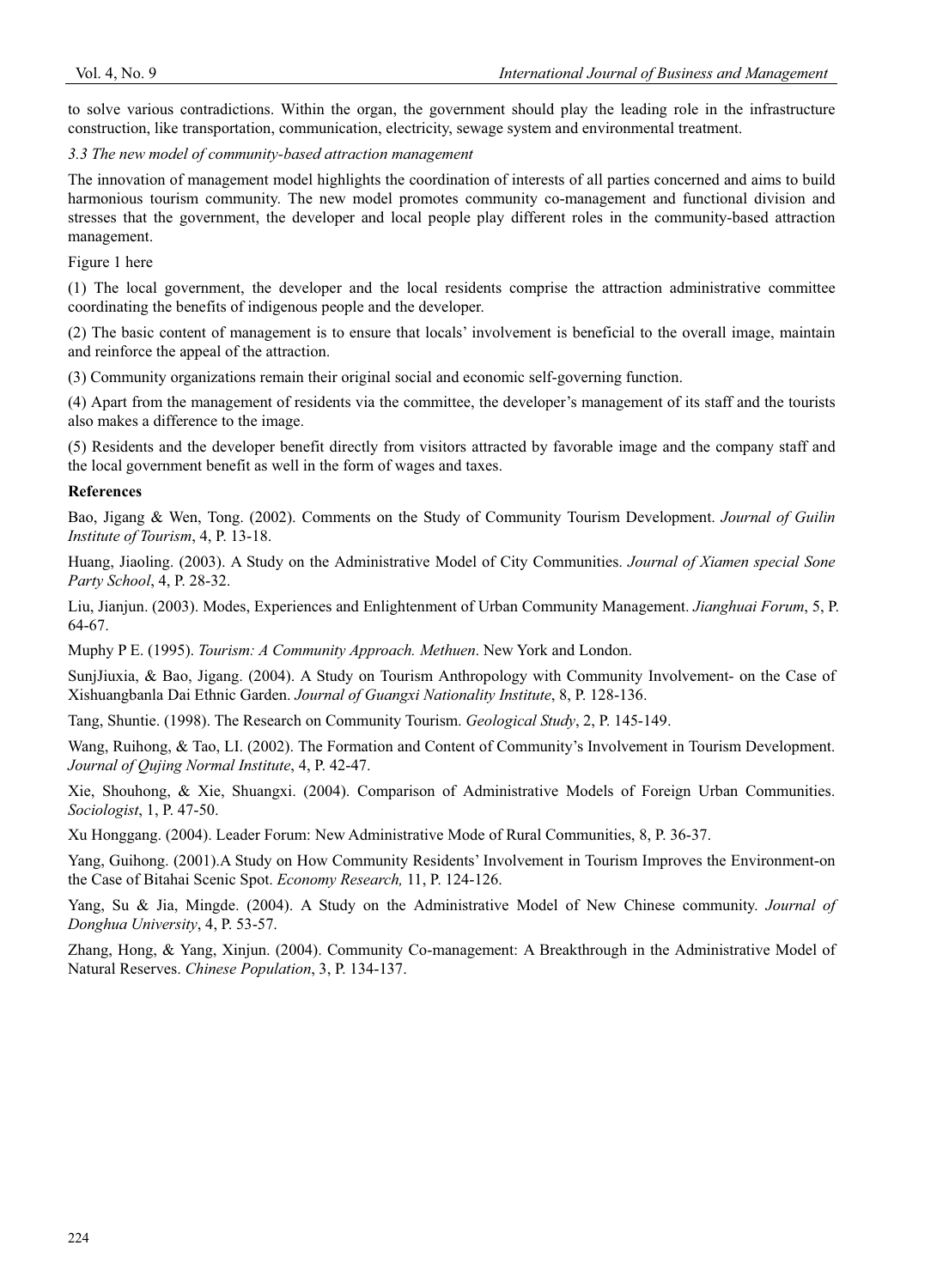to solve various contradictions. Within the organ, the government should play the leading role in the infrastructure construction, like transportation, communication, electricity, sewage system and environmental treatment.

### *3.3 The new model of community-based attraction management*

The innovation of management model highlights the coordination of interests of all parties concerned and aims to build harmonious tourism community. The new model promotes community co-management and functional division and stresses that the government, the developer and local people play different roles in the community-based attraction management.

Figure 1 here

(1) The local government, the developer and the local residents comprise the attraction administrative committee coordinating the benefits of indigenous people and the developer.

(2) The basic content of management is to ensure that locals' involvement is beneficial to the overall image, maintain and reinforce the appeal of the attraction.

(3) Community organizations remain their original social and economic self-governing function.

(4) Apart from the management of residents via the committee, the developer's management of its staff and the tourists also makes a difference to the image.

(5) Residents and the developer benefit directly from visitors attracted by favorable image and the company staff and the local government benefit as well in the form of wages and taxes.

## References

Bao, Jigang & Wen, Tong. (2002). Comments on the Study of Community Tourism Development. *Journal of Guilin Institute of Tourism*, 4, P. 13-18.

Huang, Jiaoling. (2003). A Study on the Administrative Model of City Communities. *Journal of Xiamen special Sone Party School*, 4, P. 28-32.

Liu, Jianjun. (2003). Modes, Experiences and Enlightenment of Urban Community Management. *Jianghuai Forum*, 5, P. 64-67.

Muphy P E. (1995). *Tourism: A Community Approach. Methuen*. New York and London.

SunjJiuxia, & Bao, Jigang. (2004). A Study on Tourism Anthropology with Community Involvement- on the Case of Xishuangbanla Dai Ethnic Garden. *Journal of Guangxi Nationality Institute*, 8, P. 128-136.

Tang, Shuntie. (1998). The Research on Community Tourism. *Geological Study*, 2, P. 145-149.

Wang, Ruihong, & Tao, LI. (2002). The Formation and Content of Community's Involvement in Tourism Development. *Journal of Qujing Normal Institute*, 4, P. 42-47.

Xie, Shouhong, & Xie, Shuangxi. (2004). Comparison of Administrative Models of Foreign Urban Communities. *Sociologist*, 1, P. 47-50.

Xu Honggang. (2004). Leader Forum: New Administrative Mode of Rural Communities, 8, P. 36-37.

Yang, Guihong. (2001).A Study on How Community Residents' Involvement in Tourism Improves the Environment-on the Case of Bitahai Scenic Spot. *Economy Research,* 11, P. 124-126.

Yang, Su & Jia, Mingde. (2004). A Study on the Administrative Model of New Chinese community. *Journal of Donghua University*, 4, P. 53-57.

Zhang, Hong, & Yang, Xinjun. (2004). Community Co-management: A Breakthrough in the Administrative Model of Natural Reserves. *Chinese Population*, 3, P. 134-137.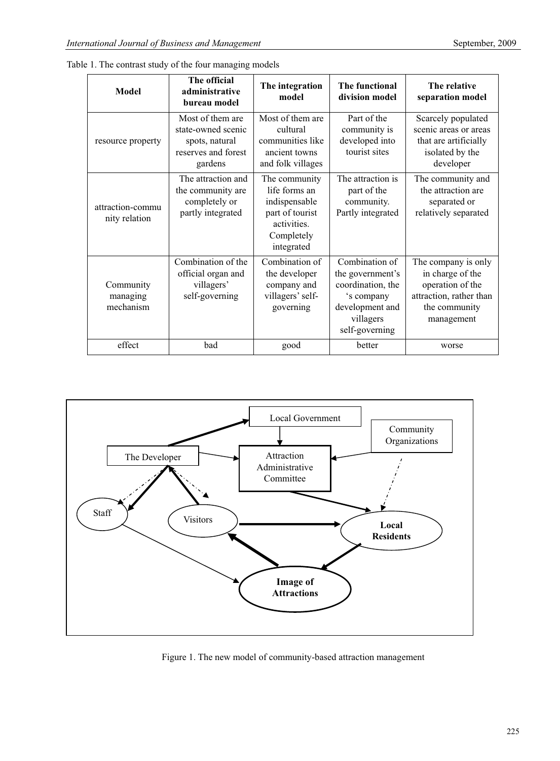Table 1. The contrast study of the four managing models

| Model | The official administrative bureau model | The integration model | The functional division model | The relative separation model |
| --- | --- | --- | --- | --- |
| resource property | Most of them are state-owned scenic spots, natural reserves and forest gardens | Most of them are cultural communities like ancient towns and folk villages | Part of the community is developed into tourist sites | Scarcely populated scenic areas or areas that are artificially isolated by the developer |
| attraction-community relation | The attraction and the community are completely or partly integrated | The community life forms an indispensable part of tourist activities. Completely integrated | The attraction is part of the community. Partly integrated | The community and the attraction are separated or relatively separated |
| Community managing mechanism | Combination of the official organ and villagers' self-governing | Combination of the developer company and villagers' self-governing | Combination of the government's coordination, the 's company development and villagers self-governing | The company is only in charge of the operation of the attraction, rather than the community management |
| effect | bad | good | better | worse |

Local Government
Community Organizations
The Developer
Attraction Administrative Committee
Staff
Visitors
Local Residents
Image of Attractions

Figure 1. The new model of community-based attraction management